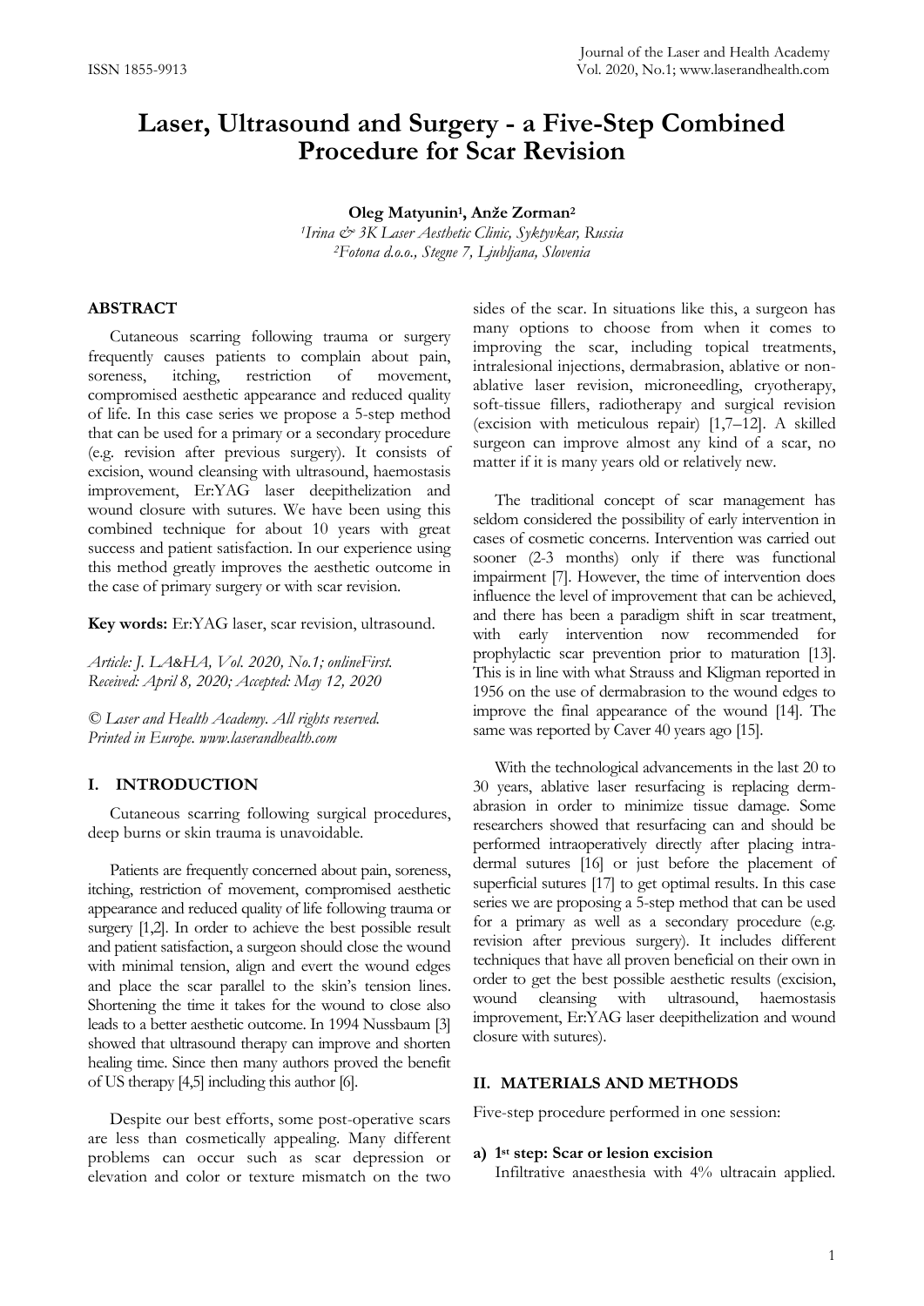ISSN 1855-9913

# Laser, Ultrasound and Surgery - a Five-Step Combined Procedure for Scar Revision

**Oleg Matyunin[1], Anže Zorman[2]**

*[1]Irina & 3K Laser Aesthetic Clinic, Syktyvkar, Russia*
*[2]Fotona d.o.o., Stegne 7, Ljubljana, Slovenia*

## ABSTRACT

Cutaneous scarring following trauma or surgery frequently causes patients to complain about pain, soreness, itching, restriction of movement, compromised aesthetic appearance and reduced quality of life. In this case series we propose a 5-step method that can be used for a primary or a secondary procedure (e.g. revision after previous surgery). It consists of excision, wound cleansing with ultrasound, haemostasis improvement, Er:YAG laser deepithelization and wound closure with sutures. We have been using this combined technique for about 10 years with great success and patient satisfaction. In our experience using this method greatly improves the aesthetic outcome in the case of primary surgery or with scar revision.

**Key words:** Er:YAG laser, scar revision, ultrasound.

*Article: J. LA&HA, Vol. 2020, No.1; onlineFirst.*
*Received: April 8, 2020; Accepted: May 12, 2020*

*© Laser and Health Academy. All rights reserved.*
*Printed in Europe. www.laserandhealth.com*

## I. INTRODUCTION

Cutaneous scarring following surgical procedures, deep burns or skin trauma is unavoidable.

Patients are frequently concerned about pain, soreness, itching, restriction of movement, compromised aesthetic appearance and reduced quality of life following trauma or surgery [1,2]. In order to achieve the best possible result and patient satisfaction, a surgeon should close the wound with minimal tension, align and evert the wound edges and place the scar parallel to the skin's tension lines. Shortening the time it takes for the wound to close also leads to a better aesthetic outcome. In 1994 Nussbaum [3] showed that ultrasound therapy can improve and shorten healing time. Since then many authors proved the benefit of US therapy [4,5] including this author [6].

Despite our best efforts, some post-operative scars are less than cosmetically appealing. Many different problems can occur such as scar depression or elevation and color or texture mismatch on the two sides of the scar. In situations like this, a surgeon has many options to choose from when it comes to improving the scar, including topical treatments, intralesional injections, dermabrasion, ablative or non-ablative laser revision, microneedling, cryotherapy, soft-tissue fillers, radiotherapy and surgical revision (excision with meticulous repair) [1,7–12]. A skilled surgeon can improve almost any kind of a scar, no matter if it is many years old or relatively new.

The traditional concept of scar management has seldom considered the possibility of early intervention in cases of cosmetic concerns. Intervention was carried out sooner (2-3 months) only if there was functional impairment [7]. However, the time of intervention does influence the level of improvement that can be achieved, and there has been a paradigm shift in scar treatment, with early intervention now recommended for prophylactic scar prevention prior to maturation [13]. This is in line with what Strauss and Kligman reported in 1956 on the use of dermabrasion to the wound edges to improve the final appearance of the wound [14]. The same was reported by Caver 40 years ago [15].

With the technological advancements in the last 20 to 30 years, ablative laser resurfacing is replacing dermabrasion in order to minimize tissue damage. Some researchers showed that resurfacing can and should be performed intraoperatively directly after placing intradermal sutures [16] or just before the placement of superficial sutures [17] to get optimal results. In this case series we are proposing a 5-step method that can be used for a primary as well as a secondary procedure (e.g. revision after previous surgery). It includes different techniques that have all proven beneficial on their own in order to get the best possible aesthetic results (excision, wound cleansing with ultrasound, haemostasis improvement, Er:YAG laser deepithelization and wound closure with sutures).

## II. MATERIALS AND METHODS

Five-step procedure performed in one session:

**a) 1st step: Scar or lesion excision**

Infiltrative anaesthesia with 4% ultracain applied.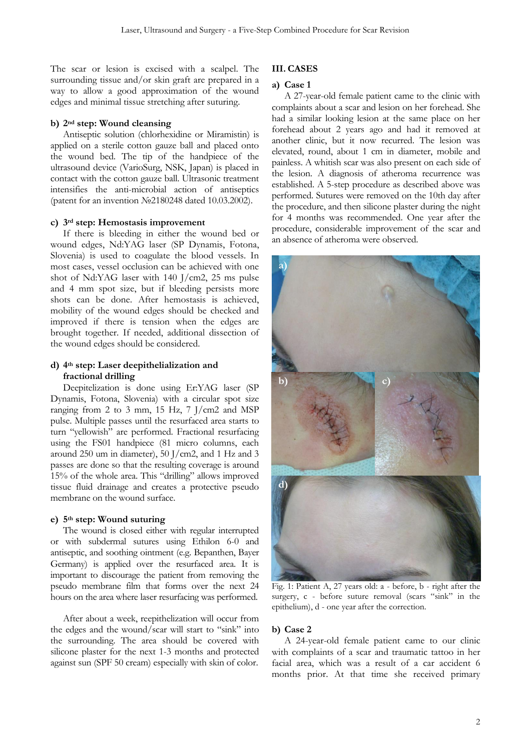The scar or lesion is excised with a scalpel. The surrounding tissue and/or skin graft are prepared in a way to allow a good approximation of the wound edges and minimal tissue stretching after suturing.

#### b) 2nd step: Wound cleansing

Antiseptic solution (chlorhexidine or Miramistin) is applied on a sterile cotton gauze ball and placed onto the wound bed. The tip of the handpiece of the ultrasound device (VarioSurg, NSK, Japan) is placed in contact with the cotton gauze ball. Ultrasonic treatment intensifies the anti-microbial action of antiseptics (patent for an invention №2180248 dated 10.03.2002).

#### c) 3rd step: Hemostasis improvement

If there is bleeding in either the wound bed or wound edges, Nd:YAG laser (SP Dynamis, Fotona, Slovenia) is used to coagulate the blood vessels. In most cases, vessel occlusion can be achieved with one shot of Nd:YAG laser with 140 J/cm2, 25 ms pulse and 4 mm spot size, but if bleeding persists more shots can be done. After hemostasis is achieved, mobility of the wound edges should be checked and improved if there is tension when the edges are brought together. If needed, additional dissection of the wound edges should be considered.

#### d) 4th step: Laser deepithelialization and fractional drilling

Deepitelization is done using Er:YAG laser (SP Dynamis, Fotona, Slovenia) with a circular spot size ranging from 2 to 3 mm, 15 Hz, 7 J/cm2 and MSP pulse. Multiple passes until the resurfaced area starts to turn "yellowish" are performed. Fractional resurfacing using the FS01 handpiece (81 micro columns, each around 250 um in diameter), 50 J/cm2, and 1 Hz and 3 passes are done so that the resulting coverage is around 15% of the whole area. This "drilling" allows improved tissue fluid drainage and creates a protective pseudo membrane on the wound surface.

#### e) 5th step: Wound suturing

The wound is closed either with regular interrupted or with subdermal sutures using Ethilon 6-0 and antiseptic, and soothing ointment (e.g. Bepanthen, Bayer Germany) is applied over the resurfaced area. It is important to discourage the patient from removing the pseudo membrane film that forms over the next 24 hours on the area where laser resurfacing was performed.

After about a week, reepithelization will occur from the edges and the wound/scar will start to "sink" into the surrounding. The area should be covered with silicone plaster for the next 1-3 months and protected against sun (SPF 50 cream) especially with skin of color.

## III. CASES

#### a) Case 1

A 27-year-old female patient came to the clinic with complaints about a scar and lesion on her forehead. She had a similar looking lesion at the same place on her forehead about 2 years ago and had it removed at another clinic, but it now recurred. The lesion was elevated, round, about 1 cm in diameter, mobile and painless. A whitish scar was also present on each side of the lesion. A diagnosis of atheroma recurrence was established. A 5-step procedure as described above was performed. Sutures were removed on the 10th day after the procedure, and then silicone plaster during the night for 4 months was recommended. One year after the procedure, considerable improvement of the scar and an absence of atheroma were observed.

Fig. 1: Patient A, 27 years old: a - before, b - right after the surgery, c - before suture removal (scars "sink" in the epithelium), d - one year after the correction.

#### b) Case 2

A 24-year-old female patient came to our clinic with complaints of a scar and traumatic tattoo in her facial area, which was a result of a car accident 6 months prior. At that time she received primary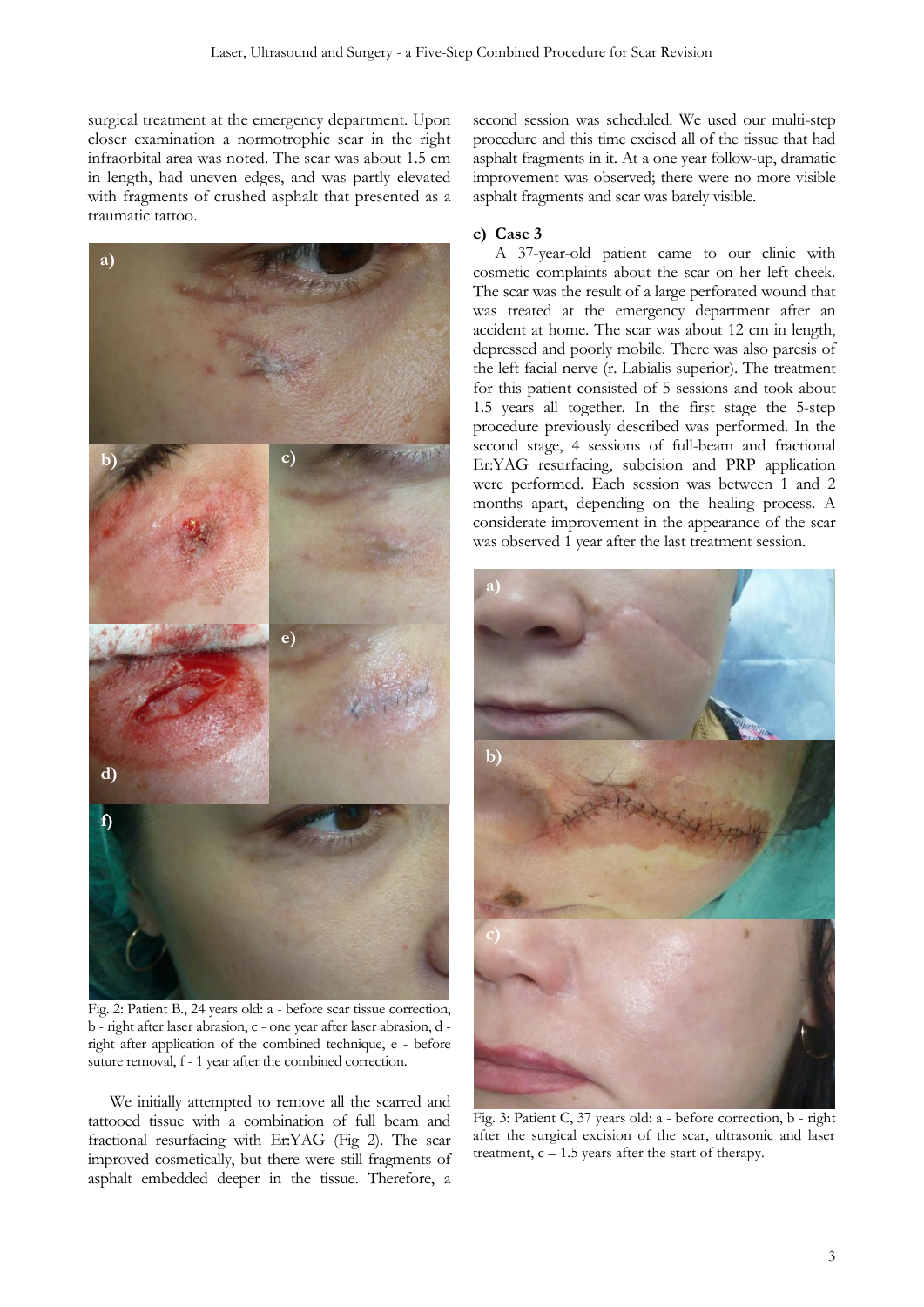surgical treatment at the emergency department. Upon closer examination a normotrophic scar in the right infraorbital area was noted. The scar was about 1.5 cm in length, had uneven edges, and was partly elevated with fragments of crushed asphalt that presented as a traumatic tattoo.

Fig. 2: Patient B., 24 years old: a - before scar tissue correction, b - right after laser abrasion, c - one year after laser abrasion, d - right after application of the combined technique, e - before suture removal, f - 1 year after the combined correction.

We initially attempted to remove all the scarred and tattooed tissue with a combination of full beam and fractional resurfacing with Er:YAG (Fig 2). The scar improved cosmetically, but there were still fragments of asphalt embedded deeper in the tissue. Therefore, a second session was scheduled. We used our multi-step procedure and this time excised all of the tissue that had asphalt fragments in it. At a one year follow-up, dramatic improvement was observed; there were no more visible asphalt fragments and scar was barely visible.

#### c) Case 3

A 37-year-old patient came to our clinic with cosmetic complaints about the scar on her left cheek. The scar was the result of a large perforated wound that was treated at the emergency department after an accident at home. The scar was about 12 cm in length, depressed and poorly mobile. There was also paresis of the left facial nerve (r. Labialis superior). The treatment for this patient consisted of 5 sessions and took about 1.5 years all together. In the first stage the 5-step procedure previously described was performed. In the second stage, 4 sessions of full-beam and fractional Er:YAG resurfacing, subcision and PRP application were performed. Each session was between 1 and 2 months apart, depending on the healing process. A considerate improvement in the appearance of the scar was observed 1 year after the last treatment session.

Fig. 3: Patient C, 37 years old: a - before correction, b - right after the surgical excision of the scar, ultrasonic and laser treatment, c – 1.5 years after the start of therapy.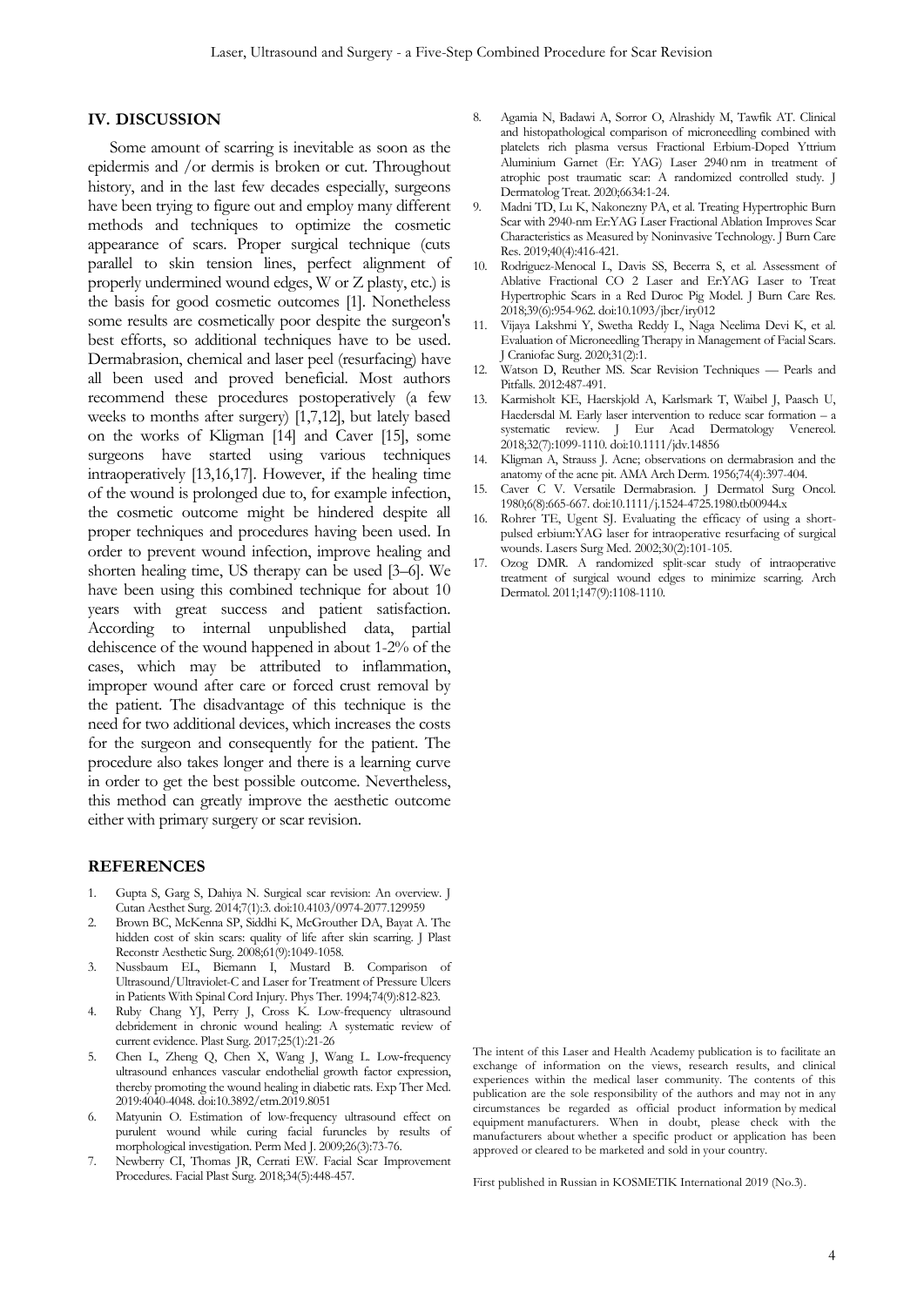## IV. DISCUSSION

Some amount of scarring is inevitable as soon as the epidermis and /or dermis is broken or cut. Throughout history, and in the last few decades especially, surgeons have been trying to figure out and employ many different methods and techniques to optimize the cosmetic appearance of scars. Proper surgical technique (cuts parallel to skin tension lines, perfect alignment of properly undermined wound edges, W or Z plasty, etc.) is the basis for good cosmetic outcomes [1]. Nonetheless some results are cosmetically poor despite the surgeon's best efforts, so additional techniques have to be used. Dermabrasion, chemical and laser peel (resurfacing) have all been used and proved beneficial. Most authors recommend these procedures postoperatively (a few weeks to months after surgery) [1,7,12], but lately based on the works of Kligman [14] and Caver [15], some surgeons have started using various techniques intraoperatively [13,16,17]. However, if the healing time of the wound is prolonged due to, for example infection, the cosmetic outcome might be hindered despite all proper techniques and procedures having been used. In order to prevent wound infection, improve healing and shorten healing time, US therapy can be used [3–6]. We have been using this combined technique for about 10 years with great success and patient satisfaction. According to internal unpublished data, partial dehiscence of the wound happened in about 1-2% of the cases, which may be attributed to inflammation, improper wound after care or forced crust removal by the patient. The disadvantage of this technique is the need for two additional devices, which increases the costs for the surgeon and consequently for the patient. The procedure also takes longer and there is a learning curve in order to get the best possible outcome. Nevertheless, this method can greatly improve the aesthetic outcome either with primary surgery or scar revision.

## REFERENCES

1. Gupta S, Garg S, Dahiya N. Surgical scar revision: An overview. J Cutan Aesthet Surg. 2014;7(1):3. doi:10.4103/0974-2077.129959
2. Brown BC, McKenna SP, Siddhi K, McGrouther DA, Bayat A. The hidden cost of skin scars: quality of life after skin scarring. J Plast Reconstr Aesthetic Surg. 2008;61(9):1049-1058.
3. Nussbaum EL, Biemann I, Mustard B. Comparison of Ultrasound/Ultraviolet-C and Laser for Treatment of Pressure Ulcers in Patients With Spinal Cord Injury. Phys Ther. 1994;74(9):812-823.
4. Ruby Chang YJ, Perry J, Cross K. Low-frequency ultrasound debridement in chronic wound healing: A systematic review of current evidence. Plast Surg. 2017;25(1):21-26
5. Chen L, Zheng Q, Chen X, Wang J, Wang L. Low-frequency ultrasound enhances vascular endothelial growth factor expression, thereby promoting the wound healing in diabetic rats. Exp Ther Med. 2019:4040-4048. doi:10.3892/etm.2019.8051
6. Matyunin O. Estimation of low-frequency ultrasound effect on purulent wound while curing facial furuncles by results of morphological investigation. Perm Med J. 2009;26(3):73-76.
7. Newberry CI, Thomas JR, Cerrati EW. Facial Scar Improvement Procedures. Facial Plast Surg. 2018;34(5):448-457.
8. Agamia N, Badawi A, Sorror O, Alrashidy M, Tawfik AT. Clinical and histopathological comparison of microneedling combined with platelets rich plasma versus Fractional Erbium-Doped Yttrium Aluminium Garnet (Er: YAG) Laser 2940 nm in treatment of atrophic post traumatic scar: A randomized controlled study. J Dermatolog Treat. 2020;6634:1-24.
9. Madni TD, Lu K, Nakonezny PA, et al. Treating Hypertrophic Burn Scar with 2940-nm Er:YAG Laser Fractional Ablation Improves Scar Characteristics as Measured by Noninvasive Technology. J Burn Care Res. 2019;40(4):416-421.
10. Rodriguez-Menocal L, Davis SS, Becerra S, et al. Assessment of Ablative Fractional CO 2 Laser and Er:YAG Laser to Treat Hypertrophic Scars in a Red Duroc Pig Model. J Burn Care Res. 2018;39(6):954-962. doi:10.1093/jbcr/iry012
11. Vijaya Lakshmi Y, Swetha Reddy L, Naga Neelima Devi K, et al. Evaluation of Microneedling Therapy in Management of Facial Scars. J Craniofac Surg. 2020;31(2):1.
12. Watson D, Reuther MS. Scar Revision Techniques — Pearls and Pitfalls. 2012:487-491.
13. Karmisholt KE, Haerskjold A, Karlsmark T, Waibel J, Paasch U, Haedersdal M. Early laser intervention to reduce scar formation – a systematic review. J Eur Acad Dermatology Venereol. 2018;32(7):1099-1110. doi:10.1111/jdv.14856
14. Kligman A, Strauss J. Acne; observations on dermabrasion and the anatomy of the acne pit. AMA Arch Derm. 1956;74(4):397-404.
15. Caver C V. Versatile Dermabrasion. J Dermatol Surg Oncol. 1980;6(8):665-667. doi:10.1111/j.1524-4725.1980.tb00944.x
16. Rohrer TE, Ugent SJ. Evaluating the efficacy of using a short-pulsed erbium:YAG laser for intraoperative resurfacing of surgical wounds. Lasers Surg Med. 2002;30(2):101-105.
17. Ozog DMR. A randomized split-scar study of intraoperative treatment of surgical wound edges to minimize scarring. Arch Dermatol. 2011;147(9):1108-1110.

The intent of this Laser and Health Academy publication is to facilitate an exchange of information on the views, research results, and clinical experiences within the medical laser community. The contents of this publication are the sole responsibility of the authors and may not in any circumstances be regarded as official product information by medical equipment manufacturers. When in doubt, please check with the manufacturers about whether a specific product or application has been approved or cleared to be marketed and sold in your country.

First published in Russian in KOSMETIK International 2019 (No.3).